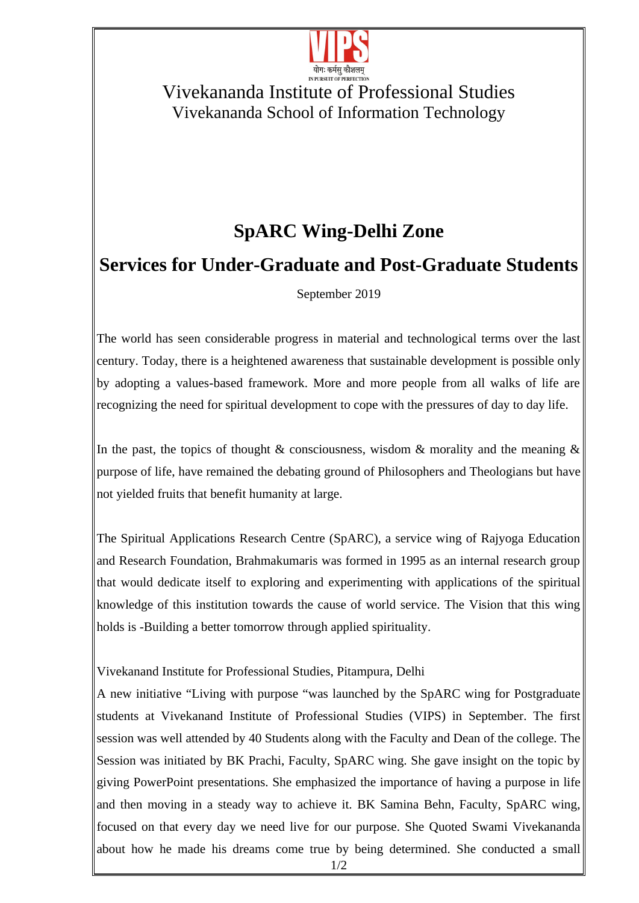Vivekananda Institute of Professional Studies
Vivekananda School of Information Technology

# SpARC Wing-Delhi Zone

# Services for Under-Graduate and Post-Graduate Students

September 2019

The world has seen considerable progress in material and technological terms over the last century. Today, there is a heightened awareness that sustainable development is possible only by adopting a values-based framework. More and more people from all walks of life are recognizing the need for spiritual development to cope with the pressures of day to day life.

In the past, the topics of thought & consciousness, wisdom & morality and the meaning & purpose of life, have remained the debating ground of Philosophers and Theologians but have not yielded fruits that benefit humanity at large.

The Spiritual Applications Research Centre (SpARC), a service wing of Rajyoga Education and Research Foundation, Brahmakumaris was formed in 1995 as an internal research group that would dedicate itself to exploring and experimenting with applications of the spiritual knowledge of this institution towards the cause of world service. The Vision that this wing holds is -Building a better tomorrow through applied spirituality.

Vivekanand Institute for Professional Studies, Pitampura, Delhi
A new initiative "Living with purpose "was launched by the SpARC wing for Postgraduate students at Vivekanand Institute of Professional Studies (VIPS) in September. The first session was well attended by 40 Students along with the Faculty and Dean of the college. The Session was initiated by BK Prachi, Faculty, SpARC wing. She gave insight on the topic by giving PowerPoint presentations. She emphasized the importance of having a purpose in life and then moving in a steady way to achieve it. BK Samina Behn, Faculty, SpARC wing, focused on that every day we need live for our purpose. She Quoted Swami Vivekananda about how he made his dreams come true by being determined. She conducted a small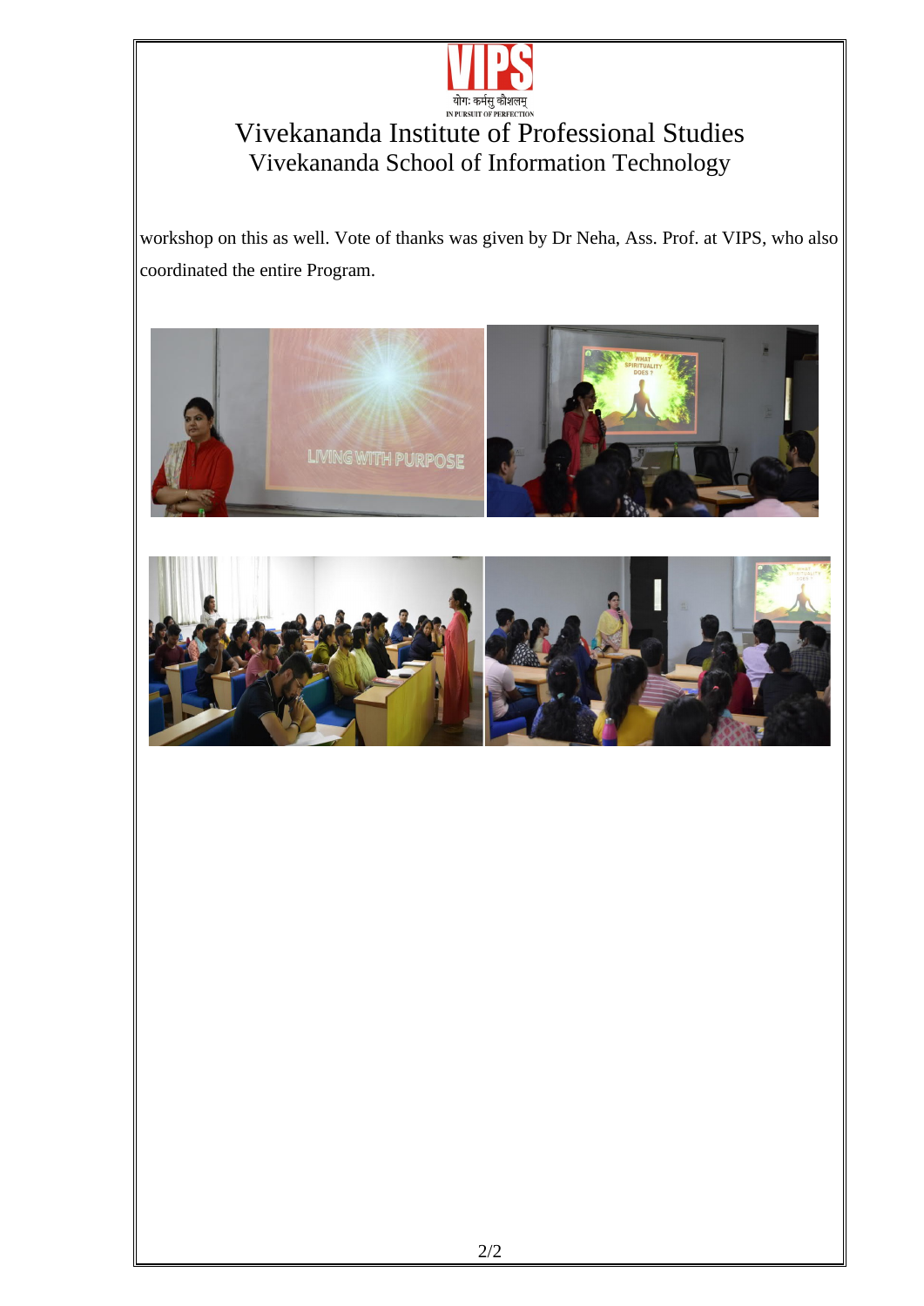workshop on this as well. Vote of thanks was given by Dr Neha, Ass. Prof. at VIPS, who also coordinated the entire Program.